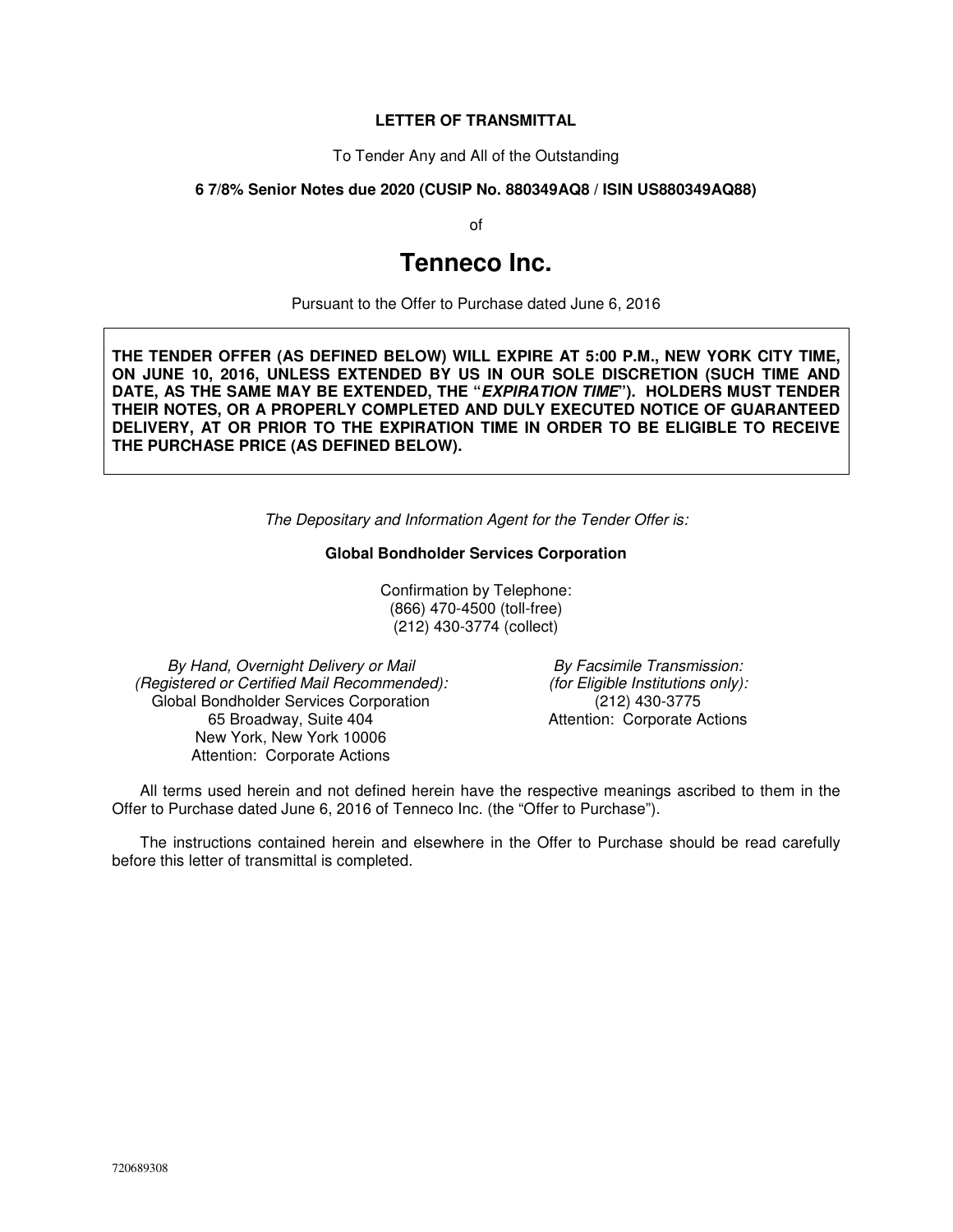**LETTER OF TRANSMITTAL**

To Tender Any and All of the Outstanding

**6 7/8% Senior Notes due 2020 (CUSIP No. 880349AQ8 / ISIN US880349AQ88)**

of

# Tenneco Inc.

Pursuant to the Offer to Purchase dated June 6, 2016

**THE TENDER OFFER (AS DEFINED BELOW) WILL EXPIRE AT 5:00 P.M., NEW YORK CITY TIME, ON JUNE 10, 2016, UNLESS EXTENDED BY US IN OUR SOLE DISCRETION (SUCH TIME AND DATE, AS THE SAME MAY BE EXTENDED, THE "*EXPIRATION TIME*"). HOLDERS MUST TENDER THEIR NOTES, OR A PROPERLY COMPLETED AND DULY EXECUTED NOTICE OF GUARANTEED DELIVERY, AT OR PRIOR TO THE EXPIRATION TIME IN ORDER TO BE ELIGIBLE TO RECEIVE THE PURCHASE PRICE (AS DEFINED BELOW).**

*The Depositary and Information Agent for the Tender Offer is:*

**Global Bondholder Services Corporation**

Confirmation by Telephone:
(866) 470-4500 (toll-free)
(212) 430-3774 (collect)

*By Hand, Overnight Delivery or Mail*
*(Registered or Certified Mail Recommended):*
Global Bondholder Services Corporation
65 Broadway, Suite 404
New York, New York 10006
Attention: Corporate Actions

*By Facsimile Transmission:*
*(for Eligible Institutions only):*
(212) 430-3775
Attention: Corporate Actions

All terms used herein and not defined herein have the respective meanings ascribed to them in the Offer to Purchase dated June 6, 2016 of Tenneco Inc. (the "Offer to Purchase").

The instructions contained herein and elsewhere in the Offer to Purchase should be read carefully before this letter of transmittal is completed.

720689308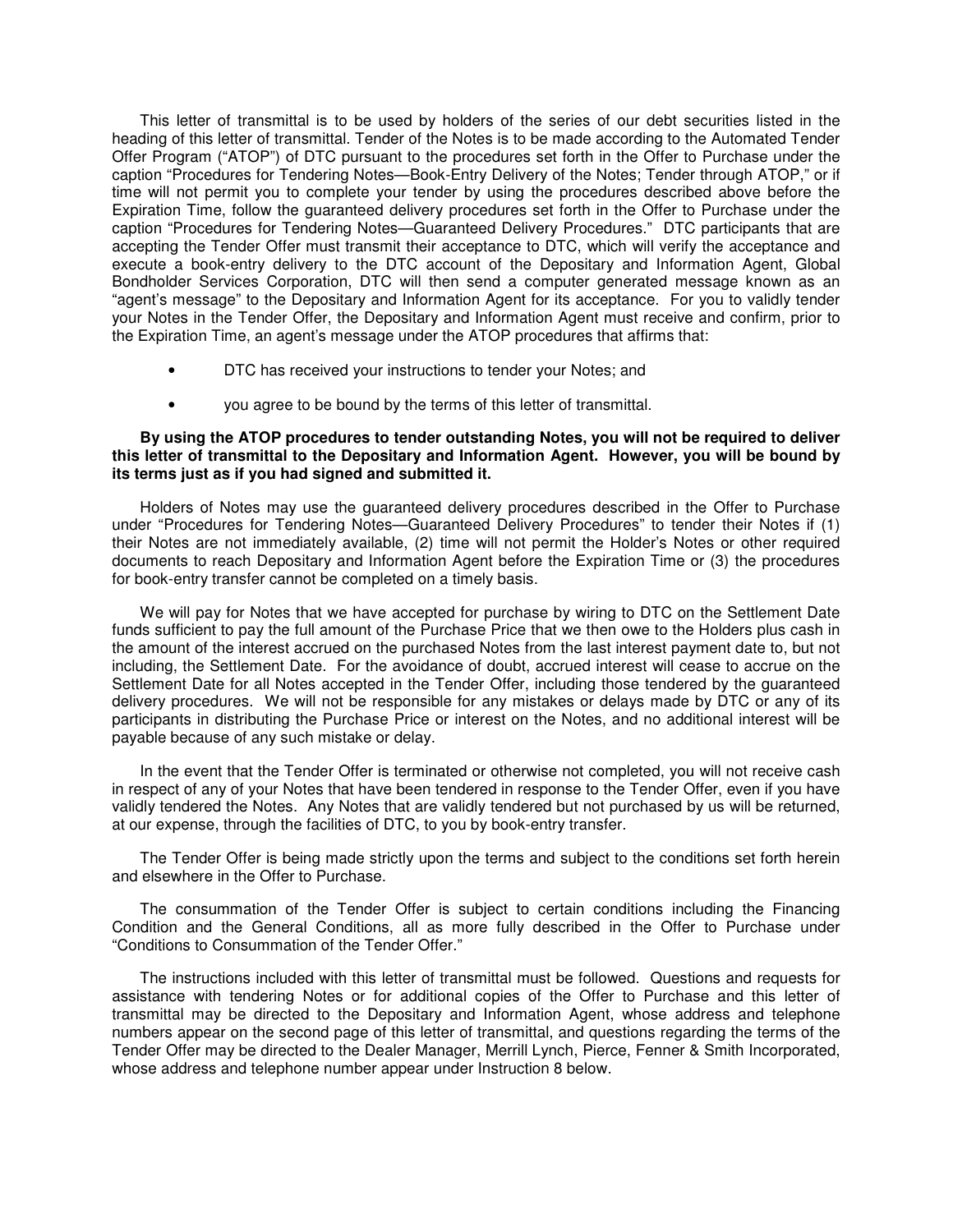This letter of transmittal is to be used by holders of the series of our debt securities listed in the heading of this letter of transmittal. Tender of the Notes is to be made according to the Automated Tender Offer Program ("ATOP") of DTC pursuant to the procedures set forth in the Offer to Purchase under the caption "Procedures for Tendering Notes—Book-Entry Delivery of the Notes; Tender through ATOP," or if time will not permit you to complete your tender by using the procedures described above before the Expiration Time, follow the guaranteed delivery procedures set forth in the Offer to Purchase under the caption "Procedures for Tendering Notes—Guaranteed Delivery Procedures." DTC participants that are accepting the Tender Offer must transmit their acceptance to DTC, which will verify the acceptance and execute a book-entry delivery to the DTC account of the Depositary and Information Agent, Global Bondholder Services Corporation, DTC will then send a computer generated message known as an "agent's message" to the Depositary and Information Agent for its acceptance. For you to validly tender your Notes in the Tender Offer, the Depositary and Information Agent must receive and confirm, prior to the Expiration Time, an agent's message under the ATOP procedures that affirms that:

- DTC has received your instructions to tender your Notes; and
- you agree to be bound by the terms of this letter of transmittal.

**By using the ATOP procedures to tender outstanding Notes, you will not be required to deliver this letter of transmittal to the Depositary and Information Agent. However, you will be bound by its terms just as if you had signed and submitted it.**

Holders of Notes may use the guaranteed delivery procedures described in the Offer to Purchase under "Procedures for Tendering Notes—Guaranteed Delivery Procedures" to tender their Notes if (1) their Notes are not immediately available, (2) time will not permit the Holder's Notes or other required documents to reach Depositary and Information Agent before the Expiration Time or (3) the procedures for book-entry transfer cannot be completed on a timely basis.

We will pay for Notes that we have accepted for purchase by wiring to DTC on the Settlement Date funds sufficient to pay the full amount of the Purchase Price that we then owe to the Holders plus cash in the amount of the interest accrued on the purchased Notes from the last interest payment date to, but not including, the Settlement Date. For the avoidance of doubt, accrued interest will cease to accrue on the Settlement Date for all Notes accepted in the Tender Offer, including those tendered by the guaranteed delivery procedures. We will not be responsible for any mistakes or delays made by DTC or any of its participants in distributing the Purchase Price or interest on the Notes, and no additional interest will be payable because of any such mistake or delay.

In the event that the Tender Offer is terminated or otherwise not completed, you will not receive cash in respect of any of your Notes that have been tendered in response to the Tender Offer, even if you have validly tendered the Notes. Any Notes that are validly tendered but not purchased by us will be returned, at our expense, through the facilities of DTC, to you by book-entry transfer.

The Tender Offer is being made strictly upon the terms and subject to the conditions set forth herein and elsewhere in the Offer to Purchase.

The consummation of the Tender Offer is subject to certain conditions including the Financing Condition and the General Conditions, all as more fully described in the Offer to Purchase under "Conditions to Consummation of the Tender Offer."

The instructions included with this letter of transmittal must be followed. Questions and requests for assistance with tendering Notes or for additional copies of the Offer to Purchase and this letter of transmittal may be directed to the Depositary and Information Agent, whose address and telephone numbers appear on the second page of this letter of transmittal, and questions regarding the terms of the Tender Offer may be directed to the Dealer Manager, Merrill Lynch, Pierce, Fenner & Smith Incorporated, whose address and telephone number appear under Instruction 8 below.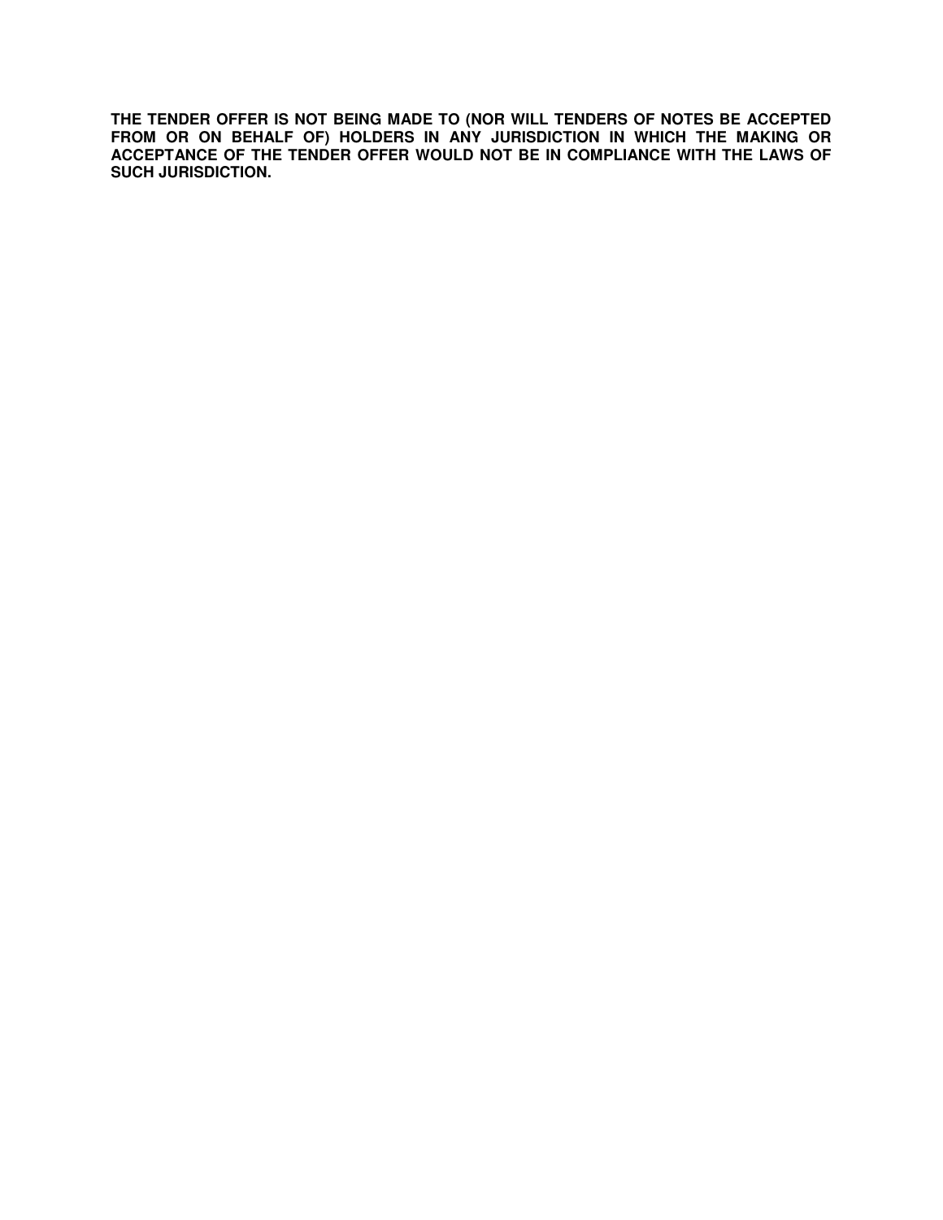**THE TENDER OFFER IS NOT BEING MADE TO (NOR WILL TENDERS OF NOTES BE ACCEPTED FROM OR ON BEHALF OF) HOLDERS IN ANY JURISDICTION IN WHICH THE MAKING OR ACCEPTANCE OF THE TENDER OFFER WOULD NOT BE IN COMPLIANCE WITH THE LAWS OF SUCH JURISDICTION.**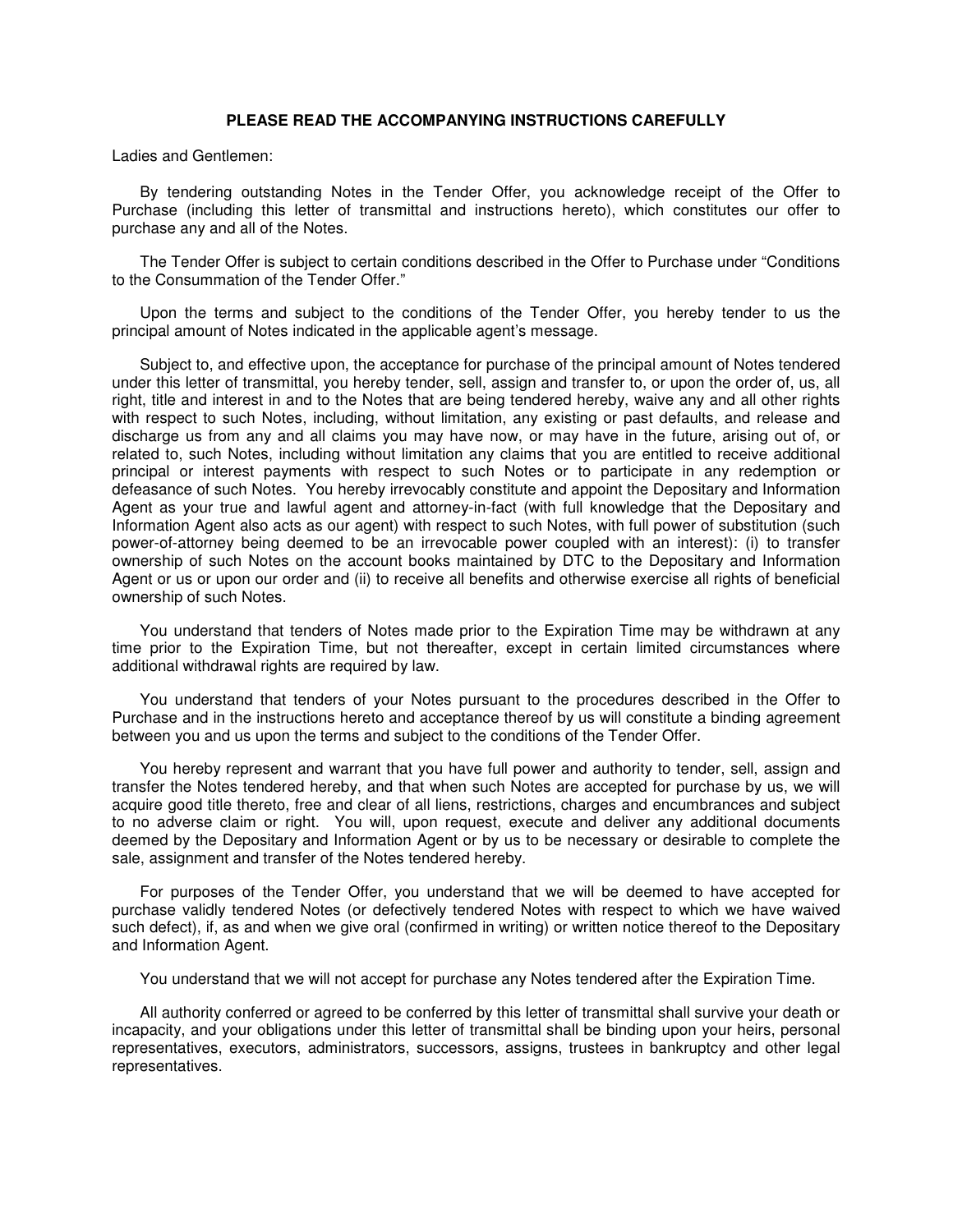**PLEASE READ THE ACCOMPANYING INSTRUCTIONS CAREFULLY**

Ladies and Gentlemen:

By tendering outstanding Notes in the Tender Offer, you acknowledge receipt of the Offer to Purchase (including this letter of transmittal and instructions hereto), which constitutes our offer to purchase any and all of the Notes.

The Tender Offer is subject to certain conditions described in the Offer to Purchase under "Conditions to the Consummation of the Tender Offer."

Upon the terms and subject to the conditions of the Tender Offer, you hereby tender to us the principal amount of Notes indicated in the applicable agent's message.

Subject to, and effective upon, the acceptance for purchase of the principal amount of Notes tendered under this letter of transmittal, you hereby tender, sell, assign and transfer to, or upon the order of, us, all right, title and interest in and to the Notes that are being tendered hereby, waive any and all other rights with respect to such Notes, including, without limitation, any existing or past defaults, and release and discharge us from any and all claims you may have now, or may have in the future, arising out of, or related to, such Notes, including without limitation any claims that you are entitled to receive additional principal or interest payments with respect to such Notes or to participate in any redemption or defeasance of such Notes. You hereby irrevocably constitute and appoint the Depositary and Information Agent as your true and lawful agent and attorney-in-fact (with full knowledge that the Depositary and Information Agent also acts as our agent) with respect to such Notes, with full power of substitution (such power-of-attorney being deemed to be an irrevocable power coupled with an interest): (i) to transfer ownership of such Notes on the account books maintained by DTC to the Depositary and Information Agent or us or upon our order and (ii) to receive all benefits and otherwise exercise all rights of beneficial ownership of such Notes.

You understand that tenders of Notes made prior to the Expiration Time may be withdrawn at any time prior to the Expiration Time, but not thereafter, except in certain limited circumstances where additional withdrawal rights are required by law.

You understand that tenders of your Notes pursuant to the procedures described in the Offer to Purchase and in the instructions hereto and acceptance thereof by us will constitute a binding agreement between you and us upon the terms and subject to the conditions of the Tender Offer.

You hereby represent and warrant that you have full power and authority to tender, sell, assign and transfer the Notes tendered hereby, and that when such Notes are accepted for purchase by us, we will acquire good title thereto, free and clear of all liens, restrictions, charges and encumbrances and subject to no adverse claim or right. You will, upon request, execute and deliver any additional documents deemed by the Depositary and Information Agent or by us to be necessary or desirable to complete the sale, assignment and transfer of the Notes tendered hereby.

For purposes of the Tender Offer, you understand that we will be deemed to have accepted for purchase validly tendered Notes (or defectively tendered Notes with respect to which we have waived such defect), if, as and when we give oral (confirmed in writing) or written notice thereof to the Depositary and Information Agent.

You understand that we will not accept for purchase any Notes tendered after the Expiration Time.

All authority conferred or agreed to be conferred by this letter of transmittal shall survive your death or incapacity, and your obligations under this letter of transmittal shall be binding upon your heirs, personal representatives, executors, administrators, successors, assigns, trustees in bankruptcy and other legal representatives.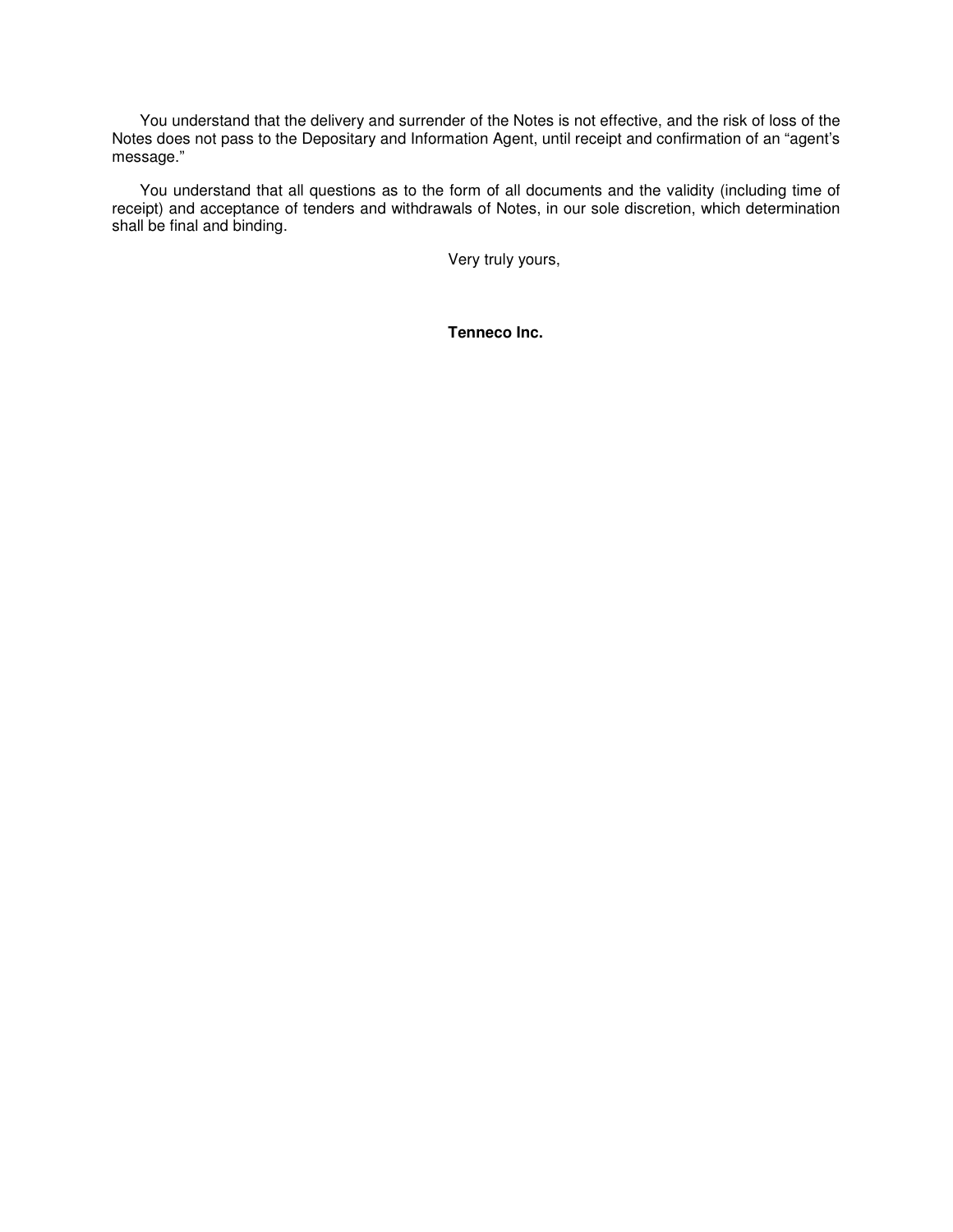You understand that the delivery and surrender of the Notes is not effective, and the risk of loss of the Notes does not pass to the Depositary and Information Agent, until receipt and confirmation of an "agent's message."

You understand that all questions as to the form of all documents and the validity (including time of receipt) and acceptance of tenders and withdrawals of Notes, in our sole discretion, which determination shall be final and binding.

Very truly yours,

**Tenneco Inc.**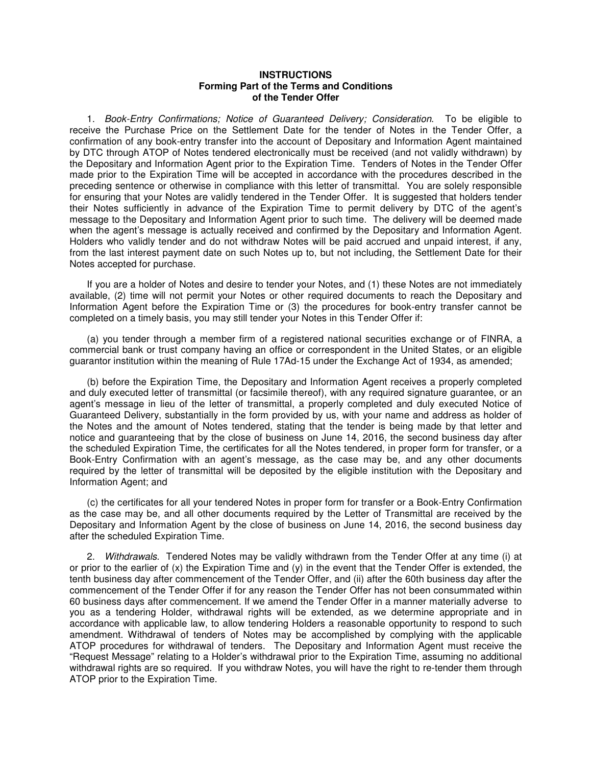**INSTRUCTIONS**
**Forming Part of the Terms and Conditions of the Tender Offer**

1. *Book-Entry Confirmations; Notice of Guaranteed Delivery; Consideration*. To be eligible to receive the Purchase Price on the Settlement Date for the tender of Notes in the Tender Offer, a confirmation of any book-entry transfer into the account of Depositary and Information Agent maintained by DTC through ATOP of Notes tendered electronically must be received (and not validly withdrawn) by the Depositary and Information Agent prior to the Expiration Time. Tenders of Notes in the Tender Offer made prior to the Expiration Time will be accepted in accordance with the procedures described in the preceding sentence or otherwise in compliance with this letter of transmittal. You are solely responsible for ensuring that your Notes are validly tendered in the Tender Offer. It is suggested that holders tender their Notes sufficiently in advance of the Expiration Time to permit delivery by DTC of the agent's message to the Depositary and Information Agent prior to such time. The delivery will be deemed made when the agent's message is actually received and confirmed by the Depositary and Information Agent. Holders who validly tender and do not withdraw Notes will be paid accrued and unpaid interest, if any, from the last interest payment date on such Notes up to, but not including, the Settlement Date for their Notes accepted for purchase.

If you are a holder of Notes and desire to tender your Notes, and (1) these Notes are not immediately available, (2) time will not permit your Notes or other required documents to reach the Depositary and Information Agent before the Expiration Time or (3) the procedures for book-entry transfer cannot be completed on a timely basis, you may still tender your Notes in this Tender Offer if:

(a) you tender through a member firm of a registered national securities exchange or of FINRA, a commercial bank or trust company having an office or correspondent in the United States, or an eligible guarantor institution within the meaning of Rule 17Ad-15 under the Exchange Act of 1934, as amended;

(b) before the Expiration Time, the Depositary and Information Agent receives a properly completed and duly executed letter of transmittal (or facsimile thereof), with any required signature guarantee, or an agent's message in lieu of the letter of transmittal, a properly completed and duly executed Notice of Guaranteed Delivery, substantially in the form provided by us, with your name and address as holder of the Notes and the amount of Notes tendered, stating that the tender is being made by that letter and notice and guaranteeing that by the close of business on June 14, 2016, the second business day after the scheduled Expiration Time, the certificates for all the Notes tendered, in proper form for transfer, or a Book-Entry Confirmation with an agent's message, as the case may be, and any other documents required by the letter of transmittal will be deposited by the eligible institution with the Depositary and Information Agent; and

(c) the certificates for all your tendered Notes in proper form for transfer or a Book-Entry Confirmation as the case may be, and all other documents required by the Letter of Transmittal are received by the Depositary and Information Agent by the close of business on June 14, 2016, the second business day after the scheduled Expiration Time.

2. *Withdrawals*. Tendered Notes may be validly withdrawn from the Tender Offer at any time (i) at or prior to the earlier of (x) the Expiration Time and (y) in the event that the Tender Offer is extended, the tenth business day after commencement of the Tender Offer, and (ii) after the 60th business day after the commencement of the Tender Offer if for any reason the Tender Offer has not been consummated within 60 business days after commencement. If we amend the Tender Offer in a manner materially adverse to you as a tendering Holder, withdrawal rights will be extended, as we determine appropriate and in accordance with applicable law, to allow tendering Holders a reasonable opportunity to respond to such amendment. Withdrawal of tenders of Notes may be accomplished by complying with the applicable ATOP procedures for withdrawal of tenders. The Depositary and Information Agent must receive the "Request Message" relating to a Holder's withdrawal prior to the Expiration Time, assuming no additional withdrawal rights are so required. If you withdraw Notes, you will have the right to re-tender them through ATOP prior to the Expiration Time.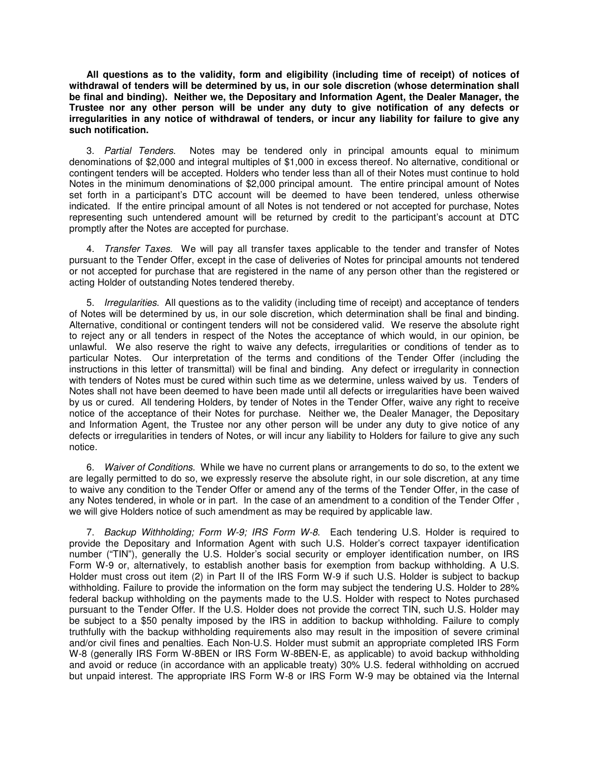**All questions as to the validity, form and eligibility (including time of receipt) of notices of withdrawal of tenders will be determined by us, in our sole discretion (whose determination shall be final and binding). Neither we, the Depositary and Information Agent, the Dealer Manager, the Trustee nor any other person will be under any duty to give notification of any defects or irregularities in any notice of withdrawal of tenders, or incur any liability for failure to give any such notification.**

3. *Partial Tenders*. Notes may be tendered only in principal amounts equal to minimum denominations of $2,000 and integral multiples of $1,000 in excess thereof. No alternative, conditional or contingent tenders will be accepted. Holders who tender less than all of their Notes must continue to hold Notes in the minimum denominations of $2,000 principal amount. The entire principal amount of Notes set forth in a participant's DTC account will be deemed to have been tendered, unless otherwise indicated. If the entire principal amount of all Notes is not tendered or not accepted for purchase, Notes representing such untendered amount will be returned by credit to the participant's account at DTC promptly after the Notes are accepted for purchase.

4. *Transfer Taxes*. We will pay all transfer taxes applicable to the tender and transfer of Notes pursuant to the Tender Offer, except in the case of deliveries of Notes for principal amounts not tendered or not accepted for purchase that are registered in the name of any person other than the registered or acting Holder of outstanding Notes tendered thereby.

5. *Irregularities*. All questions as to the validity (including time of receipt) and acceptance of tenders of Notes will be determined by us, in our sole discretion, which determination shall be final and binding. Alternative, conditional or contingent tenders will not be considered valid. We reserve the absolute right to reject any or all tenders in respect of the Notes the acceptance of which would, in our opinion, be unlawful. We also reserve the right to waive any defects, irregularities or conditions of tender as to particular Notes. Our interpretation of the terms and conditions of the Tender Offer (including the instructions in this letter of transmittal) will be final and binding. Any defect or irregularity in connection with tenders of Notes must be cured within such time as we determine, unless waived by us. Tenders of Notes shall not have been deemed to have been made until all defects or irregularities have been waived by us or cured. All tendering Holders, by tender of Notes in the Tender Offer, waive any right to receive notice of the acceptance of their Notes for purchase. Neither we, the Dealer Manager, the Depositary and Information Agent, the Trustee nor any other person will be under any duty to give notice of any defects or irregularities in tenders of Notes, or will incur any liability to Holders for failure to give any such notice.

6. *Waiver of Conditions*. While we have no current plans or arrangements to do so, to the extent we are legally permitted to do so, we expressly reserve the absolute right, in our sole discretion, at any time to waive any condition to the Tender Offer or amend any of the terms of the Tender Offer, in the case of any Notes tendered, in whole or in part. In the case of an amendment to a condition of the Tender Offer , we will give Holders notice of such amendment as may be required by applicable law.

7. *Backup Withholding; Form W-9; IRS Form W-8*. Each tendering U.S. Holder is required to provide the Depositary and Information Agent with such U.S. Holder's correct taxpayer identification number ("TIN"), generally the U.S. Holder's social security or employer identification number, on IRS Form W-9 or, alternatively, to establish another basis for exemption from backup withholding. A U.S. Holder must cross out item (2) in Part II of the IRS Form W-9 if such U.S. Holder is subject to backup withholding. Failure to provide the information on the form may subject the tendering U.S. Holder to 28% federal backup withholding on the payments made to the U.S. Holder with respect to Notes purchased pursuant to the Tender Offer. If the U.S. Holder does not provide the correct TIN, such U.S. Holder may be subject to a $50 penalty imposed by the IRS in addition to backup withholding. Failure to comply truthfully with the backup withholding requirements also may result in the imposition of severe criminal and/or civil fines and penalties. Each Non-U.S. Holder must submit an appropriate completed IRS Form W-8 (generally IRS Form W-8BEN or IRS Form W-8BEN-E, as applicable) to avoid backup withholding and avoid or reduce (in accordance with an applicable treaty) 30% U.S. federal withholding on accrued but unpaid interest. The appropriate IRS Form W-8 or IRS Form W-9 may be obtained via the Internal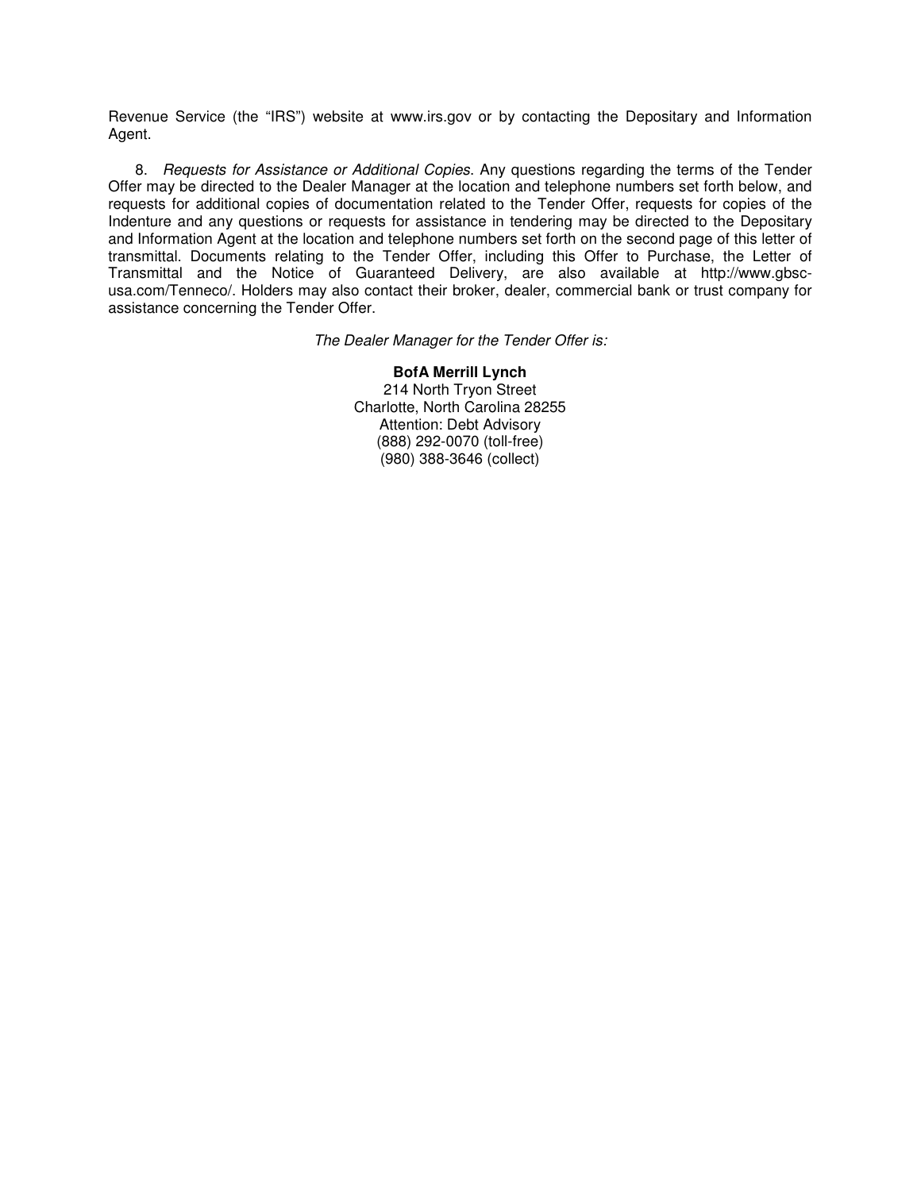Revenue Service (the "IRS") website at www.irs.gov or by contacting the Depositary and Information Agent.

8. *Requests for Assistance or Additional Copies*. Any questions regarding the terms of the Tender Offer may be directed to the Dealer Manager at the location and telephone numbers set forth below, and requests for additional copies of documentation related to the Tender Offer, requests for copies of the Indenture and any questions or requests for assistance in tendering may be directed to the Depositary and Information Agent at the location and telephone numbers set forth on the second page of this letter of transmittal. Documents relating to the Tender Offer, including this Offer to Purchase, the Letter of Transmittal and the Notice of Guaranteed Delivery, are also available at http://www.gbsc-usa.com/Tenneco/. Holders may also contact their broker, dealer, commercial bank or trust company for assistance concerning the Tender Offer.

*The Dealer Manager for the Tender Offer is:*

**BofA Merrill Lynch**
214 North Tryon Street
Charlotte, North Carolina 28255
Attention: Debt Advisory
(888) 292-0070 (toll-free)
(980) 388-3646 (collect)